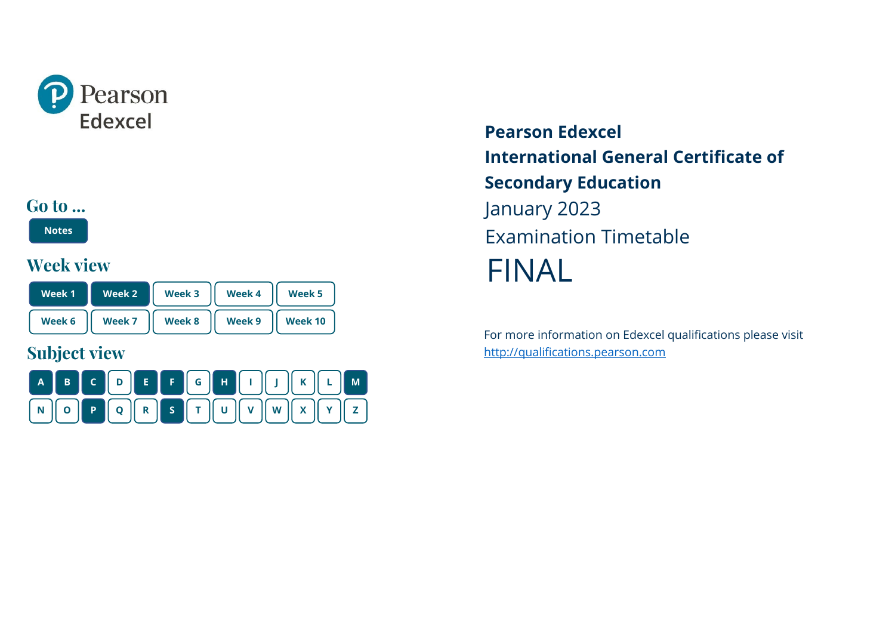Pearson Edexcel

## Go to ...

Notes

## Week view

| Week 1 | Week 2 | Week 3 | Week 4 | Week 5 |
| --- | --- | --- | --- | --- |
| Week 6 | Week 7 | Week 8 | Week 9 | Week 10 |

## Subject view

| A | B | C | D | E | F | G | H | I | J | K | L | M |
| --- | --- | --- | --- | --- | --- | --- | --- | --- | --- | --- | --- | --- |
| N | O | P | Q | R | S | T | U | V | W | X | Y | Z |

# Pearson Edexcel International General Certificate of Secondary Education

January 2023

Examination Timetable

# FINAL

For more information on Edexcel qualifications please visit
http://qualifications.pearson.com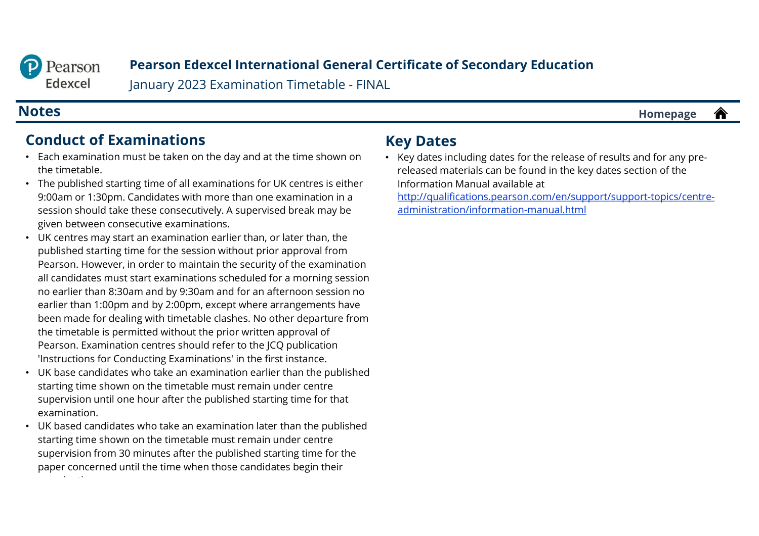# Pearson Edexcel International General Certificate of Secondary Education

January 2023 Examination Timetable - FINAL

## Notes

Homepage

### Conduct of Examinations

- Each examination must be taken on the day and at the time shown on the timetable.
- The published starting time of all examinations for UK centres is either 9:00am or 1:30pm. Candidates with more than one examination in a session should take these consecutively. A supervised break may be given between consecutive examinations.
- UK centres may start an examination earlier than, or later than, the published starting time for the session without prior approval from Pearson. However, in order to maintain the security of the examination all candidates must start examinations scheduled for a morning session no earlier than 8:30am and by 9:30am and for an afternoon session no earlier than 1:00pm and by 2:00pm, except where arrangements have been made for dealing with timetable clashes. No other departure from the timetable is permitted without the prior written approval of Pearson. Examination centres should refer to the JCQ publication 'Instructions for Conducting Examinations' in the first instance.
- UK base candidates who take an examination earlier than the published starting time shown on the timetable must remain under centre supervision until one hour after the published starting time for that examination.
- UK based candidates who take an examination later than the published starting time shown on the timetable must remain under centre supervision from 30 minutes after the published starting time for the paper concerned until the time when those candidates begin their examination.

### Key Dates

- Key dates including dates for the release of results and for any pre-released materials can be found in the key dates section of the Information Manual available at http://qualifications.pearson.com/en/support/support-topics/centre-administration/information-manual.html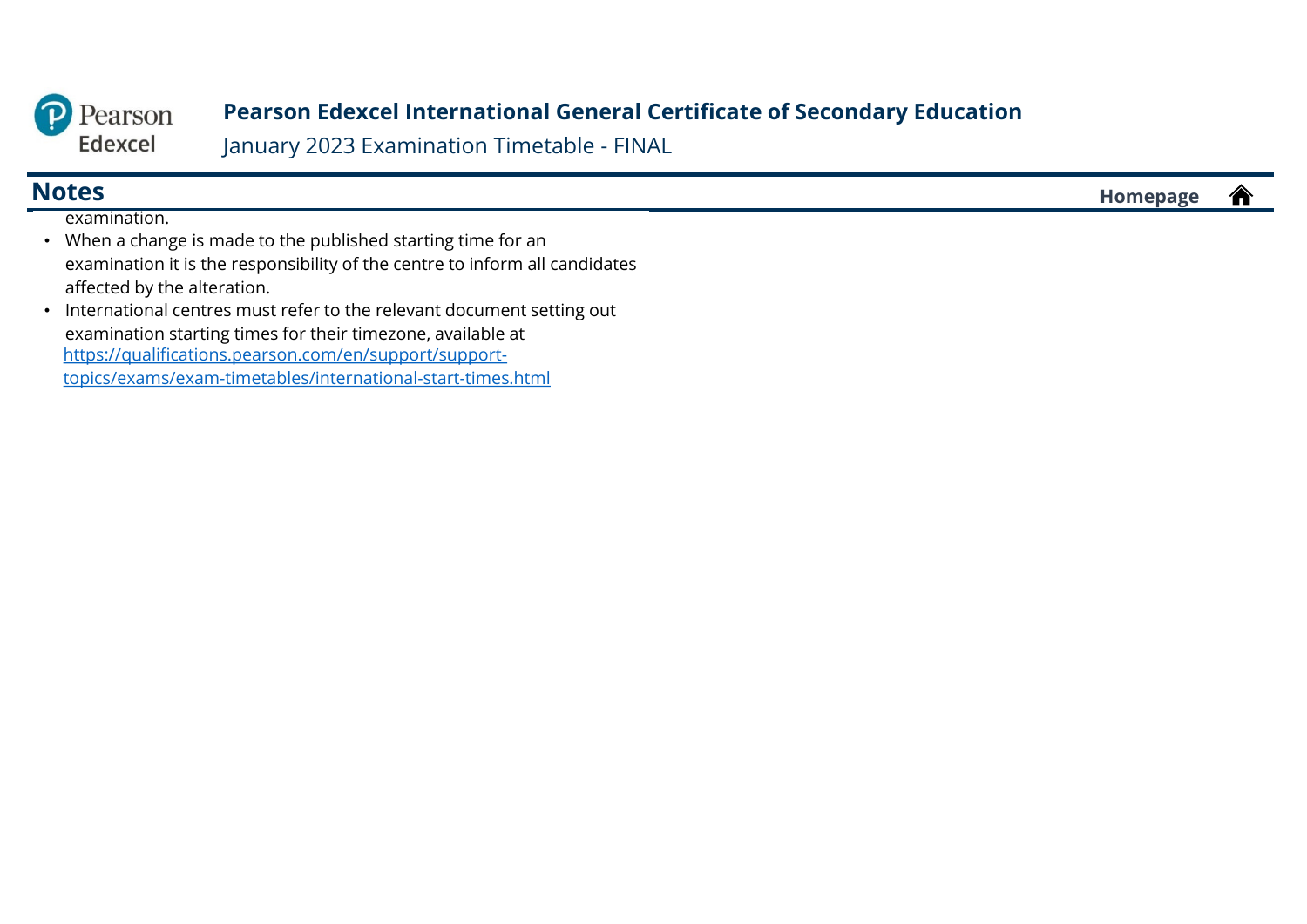## Notes

examination.

- When a change is made to the published starting time for an examination it is the responsibility of the centre to inform all candidates affected by the alteration.
- International centres must refer to the relevant document setting out examination starting times for their timezone, available at https://qualifications.pearson.com/en/support/support-topics/exams/exam-timetables/international-start-times.html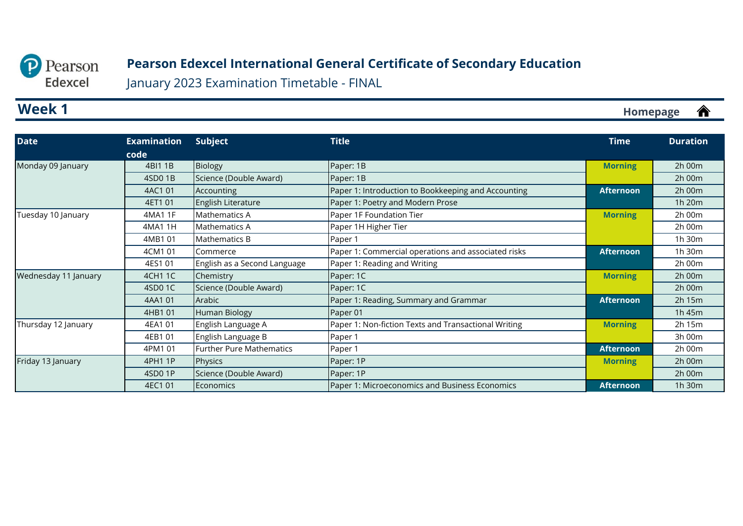# Pearson Edexcel International General Certificate of Secondary Education

January 2023 Examination Timetable - FINAL

## Week 1

Homepage

| Date | Examination code | Subject | Title | Time | Duration |
|---|---|---|---|---|---|
| Monday 09 January | 4BI1 1B | Biology | Paper: 1B | Morning | 2h 00m |
| | 4SD0 1B | Science (Double Award) | Paper: 1B | | 2h 00m |
| | 4AC1 01 | Accounting | Paper 1: Introduction to Bookkeeping and Accounting | Afternoon | 2h 00m |
| | 4ET1 01 | English Literature | Paper 1: Poetry and Modern Prose | | 1h 20m |
| Tuesday 10 January | 4MA1 1F | Mathematics A | Paper 1F Foundation Tier | Morning | 2h 00m |
| | 4MA1 1H | Mathematics A | Paper 1H Higher Tier | | 2h 00m |
| | 4MB1 01 | Mathematics B | Paper 1 | | 1h 30m |
| | 4CM1 01 | Commerce | Paper 1: Commercial operations and associated risks | Afternoon | 1h 30m |
| | 4ES1 01 | English as a Second Language | Paper 1: Reading and Writing | | 2h 00m |
| Wednesday 11 January | 4CH1 1C | Chemistry | Paper: 1C | Morning | 2h 00m |
| | 4SD0 1C | Science (Double Award) | Paper: 1C | | 2h 00m |
| | 4AA1 01 | Arabic | Paper 1: Reading, Summary and Grammar | Afternoon | 2h 15m |
| | 4HB1 01 | Human Biology | Paper 01 | | 1h 45m |
| Thursday 12 January | 4EA1 01 | English Language A | Paper 1: Non-fiction Texts and Transactional Writing | Morning | 2h 15m |
| | 4EB1 01 | English Language B | Paper 1 | | 3h 00m |
| | 4PM1 01 | Further Pure Mathematics | Paper 1 | Afternoon | 2h 00m |
| Friday 13 January | 4PH1 1P | Physics | Paper: 1P | Morning | 2h 00m |
| | 4SD0 1P | Science (Double Award) | Paper: 1P | | 2h 00m |
| | 4EC1 01 | Economics | Paper 1: Microeconomics and Business Economics | Afternoon | 1h 30m |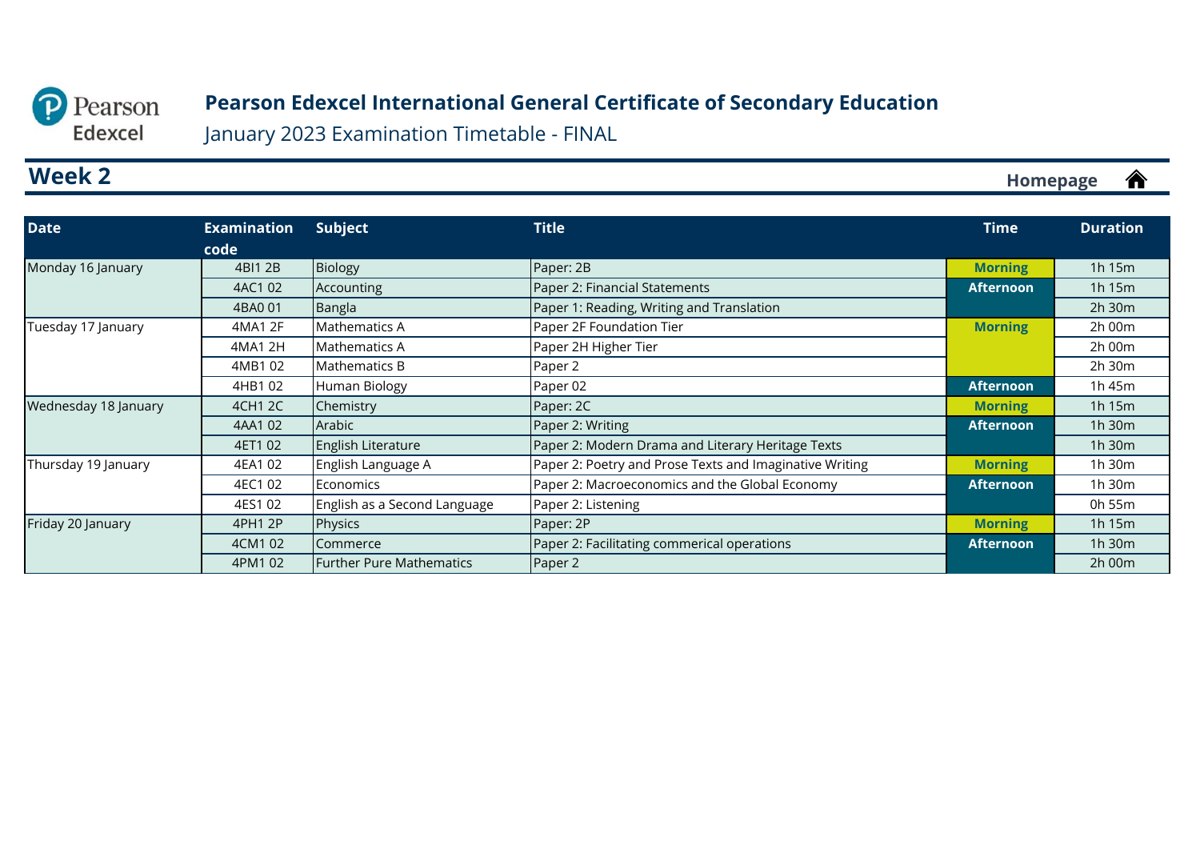Pearson Edexcel

# Pearson Edexcel International General Certificate of Secondary Education

January 2023 Examination Timetable - FINAL

## Week 2

Homepage

| Date | Examination code | Subject | Title | Time | Duration |
|---|---|---|---|---|---|
| Monday 16 January | 4BI1 2B | Biology | Paper: 2B | Morning | 1h 15m |
| | 4AC1 02 | Accounting | Paper 2: Financial Statements | Afternoon | 1h 15m |
| | 4BA0 01 | Bangla | Paper 1: Reading, Writing and Translation | | 2h 30m |
| Tuesday 17 January | 4MA1 2F | Mathematics A | Paper 2F Foundation Tier | Morning | 2h 00m |
| | 4MA1 2H | Mathematics A | Paper 2H Higher Tier | | 2h 00m |
| | 4MB1 02 | Mathematics B | Paper 2 | | 2h 30m |
| | 4HB1 02 | Human Biology | Paper 02 | Afternoon | 1h 45m |
| Wednesday 18 January | 4CH1 2C | Chemistry | Paper: 2C | Morning | 1h 15m |
| | 4AA1 02 | Arabic | Paper 2: Writing | Afternoon | 1h 30m |
| | 4ET1 02 | English Literature | Paper 2: Modern Drama and Literary Heritage Texts | | 1h 30m |
| Thursday 19 January | 4EA1 02 | English Language A | Paper 2: Poetry and Prose Texts and Imaginative Writing | Morning | 1h 30m |
| | 4EC1 02 | Economics | Paper 2: Macroeconomics and the Global Economy | Afternoon | 1h 30m |
| | 4ES1 02 | English as a Second Language | Paper 2: Listening | | 0h 55m |
| Friday 20 January | 4PH1 2P | Physics | Paper: 2P | Morning | 1h 15m |
| | 4CM1 02 | Commerce | Paper 2: Facilitating commerical operations | Afternoon | 1h 30m |
| | 4PM1 02 | Further Pure Mathematics | Paper 2 | | 2h 00m |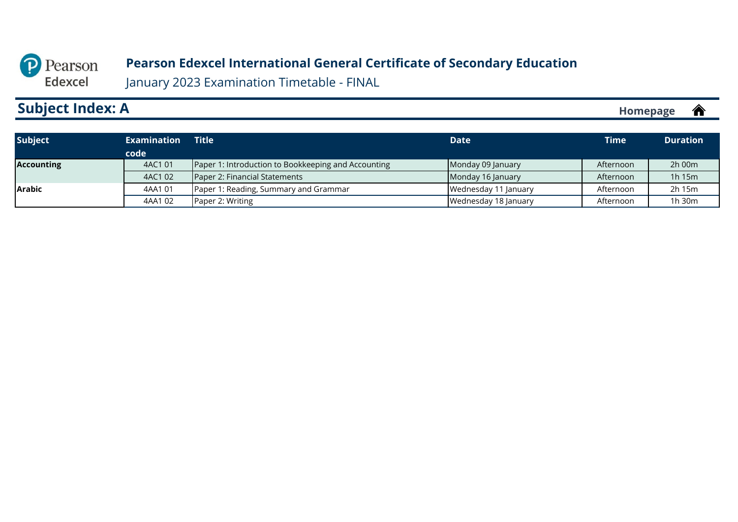**Pearson Edexcel International General Certificate of Secondary Education**

January 2023 Examination Timetable - FINAL

## Subject Index: A

Homepage

| Subject | Examination code | Title | Date | Time | Duration |
|---|---|---|---|---|---|
| **Accounting** | 4AC1 01 | Paper 1: Introduction to Bookkeeping and Accounting | Monday 09 January | Afternoon | 2h 00m |
| | 4AC1 02 | Paper 2: Financial Statements | Monday 16 January | Afternoon | 1h 15m |
| **Arabic** | 4AA1 01 | Paper 1: Reading, Summary and Grammar | Wednesday 11 January | Afternoon | 2h 15m |
| | 4AA1 02 | Paper 2: Writing | Wednesday 18 January | Afternoon | 1h 30m |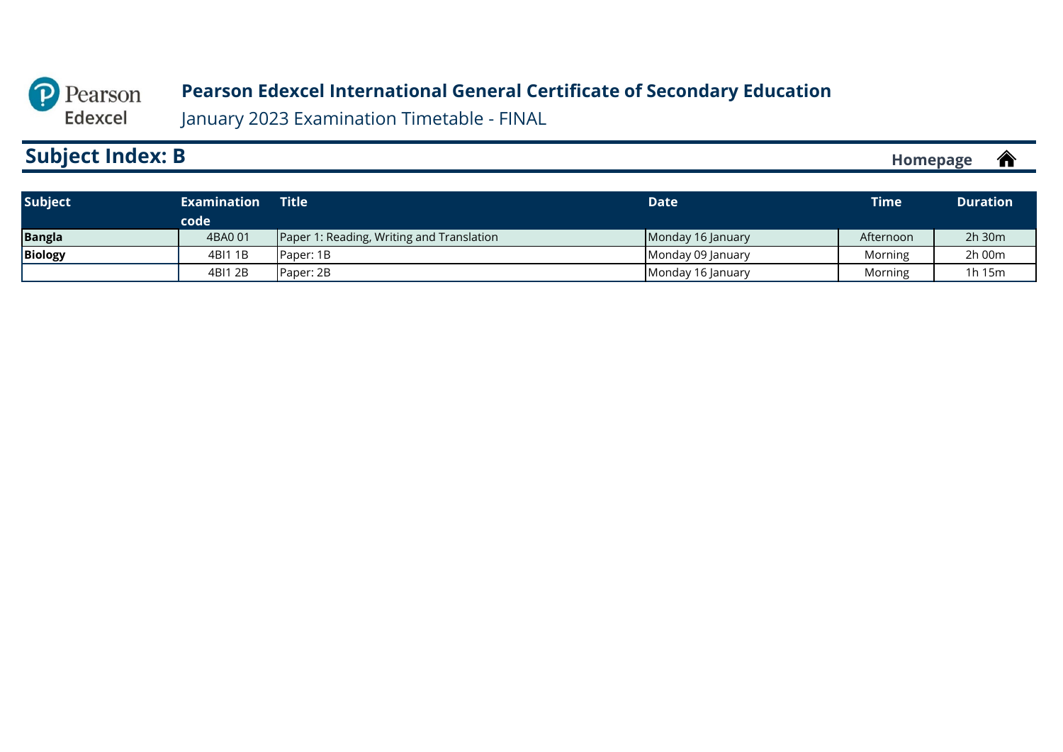Pearson Edexcel

# Pearson Edexcel International General Certificate of Secondary Education

January 2023 Examination Timetable - FINAL

## Subject Index: B

Homepage

| Subject | Examination code | Title | Date | Time | Duration |
|---|---|---|---|---|---|
| **Bangla** | 4BA0 01 | Paper 1: Reading, Writing and Translation | Monday 16 January | Afternoon | 2h 30m |
| **Biology** | 4BI1 1B | Paper: 1B | Monday 09 January | Morning | 2h 00m |
| | 4BI1 2B | Paper: 2B | Monday 16 January | Morning | 1h 15m |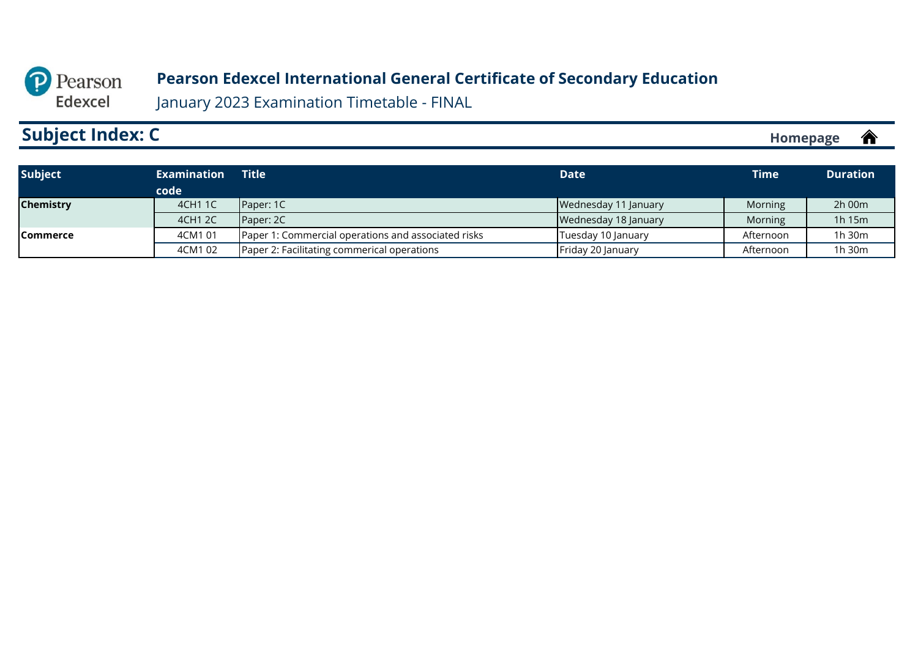# Pearson Edexcel International General Certificate of Secondary Education

January 2023 Examination Timetable - FINAL

## Subject Index: C

Homepage

| Subject | Examination code | Title | Date | Time | Duration |
|---|---|---|---|---|---|
| **Chemistry** | 4CH1 1C | Paper: 1C | Wednesday 11 January | Morning | 2h 00m |
| | 4CH1 2C | Paper: 2C | Wednesday 18 January | Morning | 1h 15m |
| **Commerce** | 4CM1 01 | Paper 1: Commercial operations and associated risks | Tuesday 10 January | Afternoon | 1h 30m |
| | 4CM1 02 | Paper 2: Facilitating commerical operations | Friday 20 January | Afternoon | 1h 30m |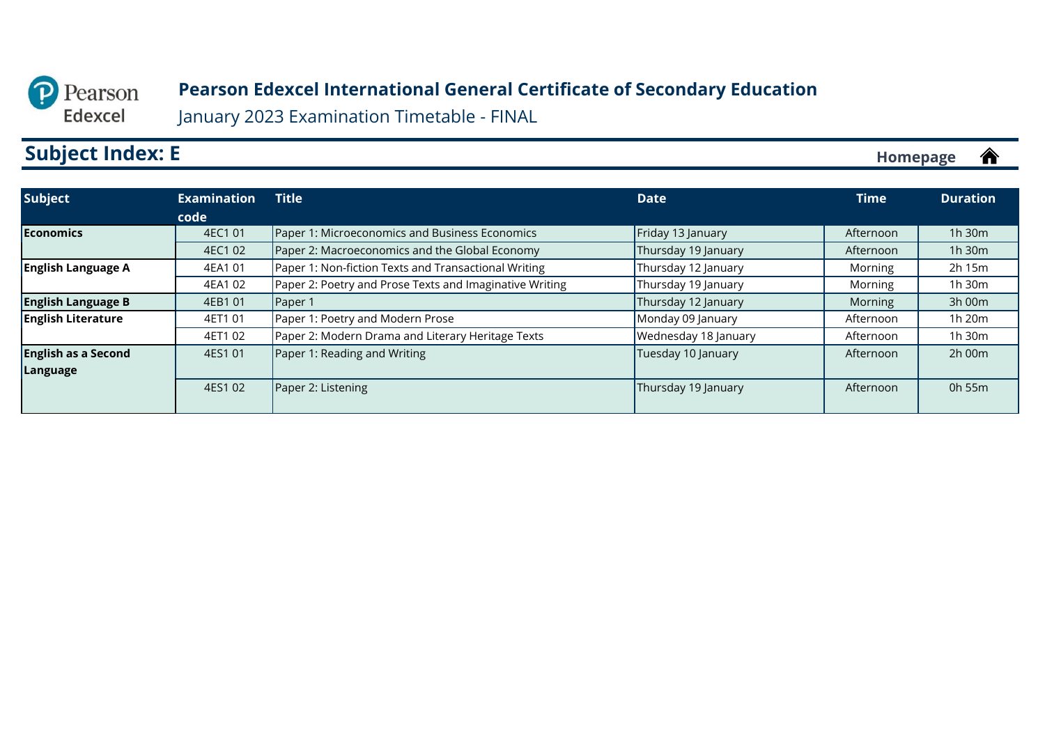# Pearson Edexcel International General Certificate of Secondary Education

January 2023 Examination Timetable - FINAL

## Subject Index: E

Homepage

| Subject | Examination code | Title | Date | Time | Duration |
|---|---|---|---|---|---|
| **Economics** | 4EC1 01 | Paper 1: Microeconomics and Business Economics | Friday 13 January | Afternoon | 1h 30m |
| | 4EC1 02 | Paper 2: Macroeconomics and the Global Economy | Thursday 19 January | Afternoon | 1h 30m |
| **English Language A** | 4EA1 01 | Paper 1: Non-fiction Texts and Transactional Writing | Thursday 12 January | Morning | 2h 15m |
| | 4EA1 02 | Paper 2: Poetry and Prose Texts and Imaginative Writing | Thursday 19 January | Morning | 1h 30m |
| **English Language B** | 4EB1 01 | Paper 1 | Thursday 12 January | Morning | 3h 00m |
| **English Literature** | 4ET1 01 | Paper 1: Poetry and Modern Prose | Monday 09 January | Afternoon | 1h 20m |
| | 4ET1 02 | Paper 2: Modern Drama and Literary Heritage Texts | Wednesday 18 January | Afternoon | 1h 30m |
| **English as a Second Language** | 4ES1 01 | Paper 1: Reading and Writing | Tuesday 10 January | Afternoon | 2h 00m |
| | 4ES1 02 | Paper 2: Listening | Thursday 19 January | Afternoon | 0h 55m |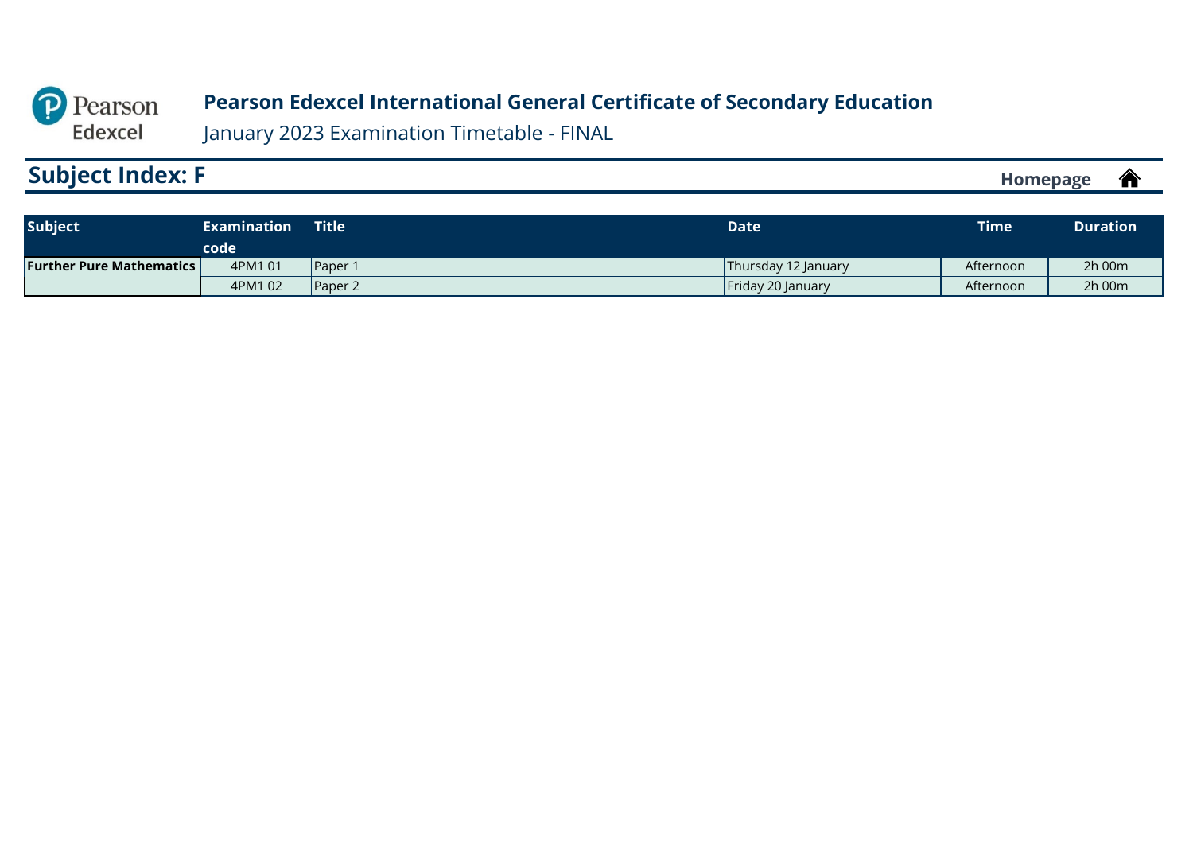**Pearson Edexcel International General Certificate of Secondary Education**

January 2023 Examination Timetable - FINAL

## Subject Index: F

Homepage

| Subject | Examination code | Title | Date | Time | Duration |
|---|---|---|---|---|---|
| **Further Pure Mathematics** | 4PM1 01 | Paper 1 | Thursday 12 January | Afternoon | 2h 00m |
| | 4PM1 02 | Paper 2 | Friday 20 January | Afternoon | 2h 00m |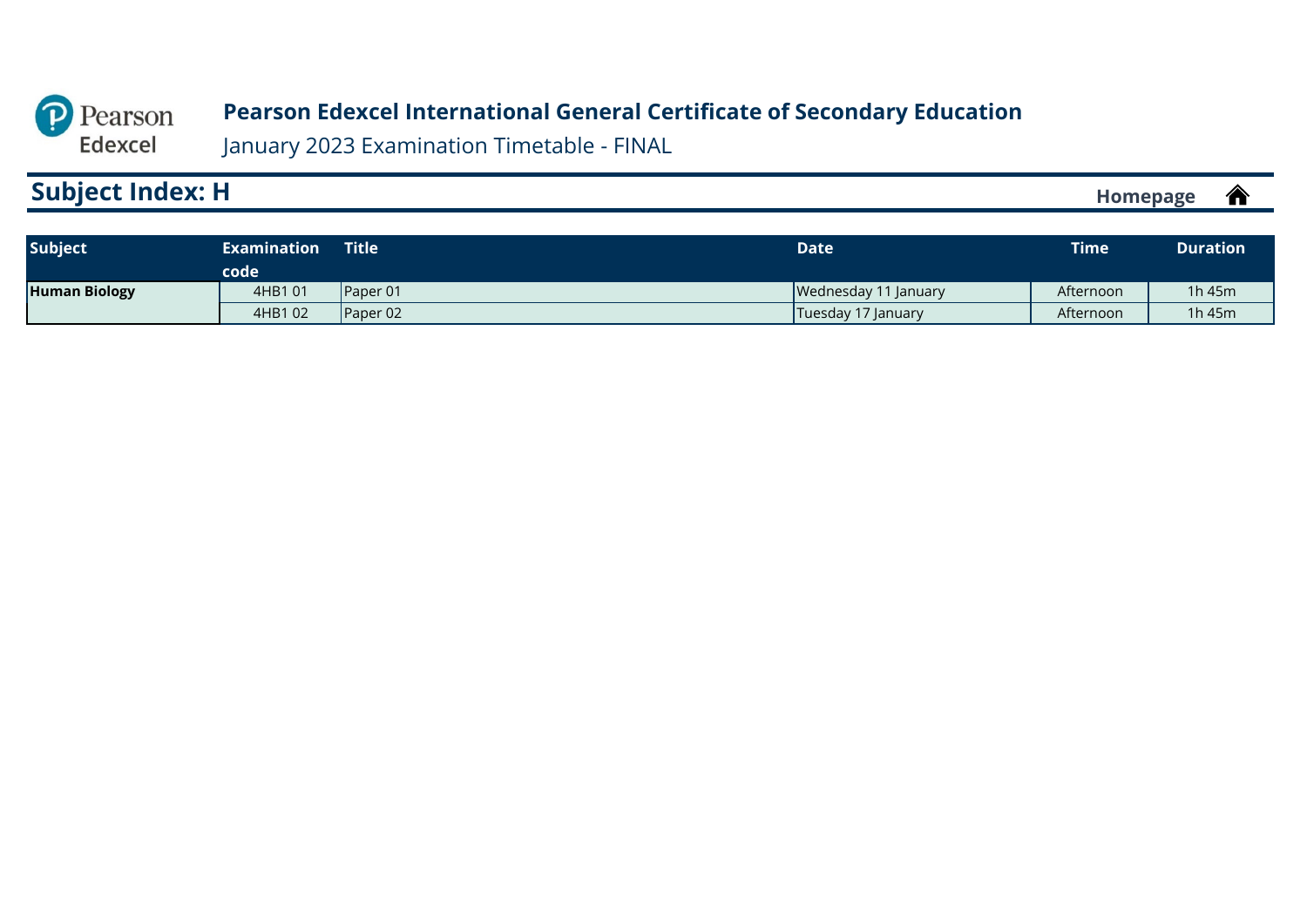Pearson Edexcel

**Pearson Edexcel International General Certificate of Secondary Education**

January 2023 Examination Timetable - FINAL

## Subject Index: H

Homepage

| Subject | Examination code | Title | Date | Time | Duration |
|---|---|---|---|---|---|
| **Human Biology** | 4HB1 01 | Paper 01 | Wednesday 11 January | Afternoon | 1h 45m |
| | 4HB1 02 | Paper 02 | Tuesday 17 January | Afternoon | 1h 45m |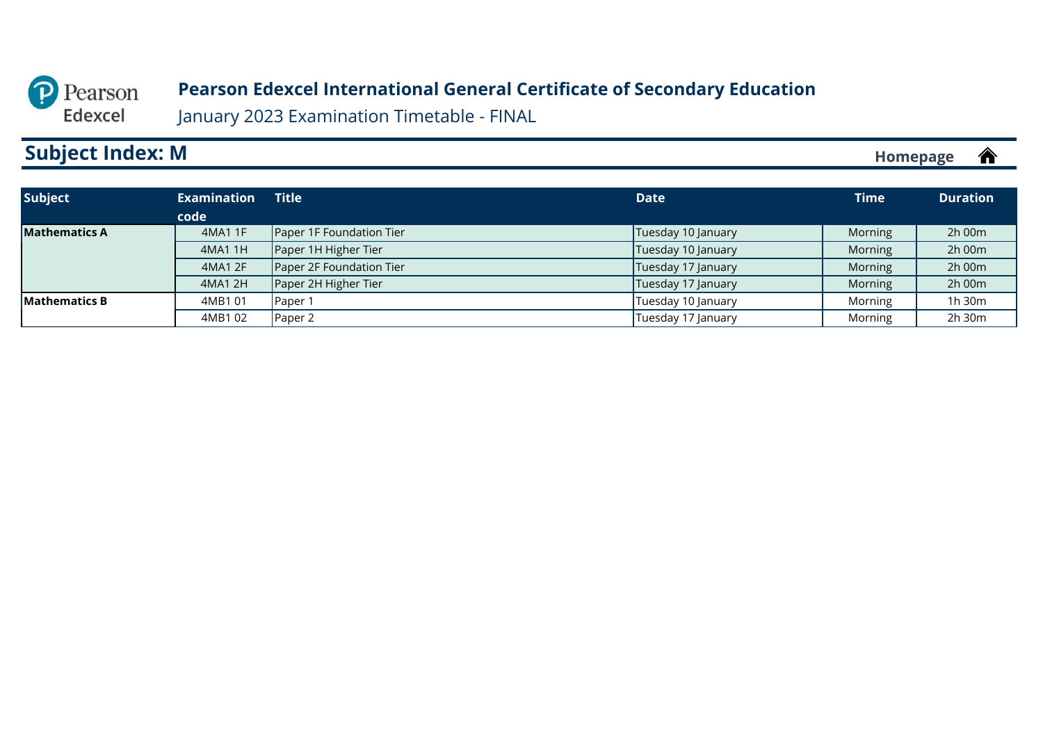**Pearson Edexcel International General Certificate of Secondary Education**

January 2023 Examination Timetable - FINAL

## Subject Index: M

Homepage

| Subject | Examination code | Title | Date | Time | Duration |
|---|---|---|---|---|---|
| **Mathematics A** | 4MA1 1F | Paper 1F Foundation Tier | Tuesday 10 January | Morning | 2h 00m |
| | 4MA1 1H | Paper 1H Higher Tier | Tuesday 10 January | Morning | 2h 00m |
| | 4MA1 2F | Paper 2F Foundation Tier | Tuesday 17 January | Morning | 2h 00m |
| | 4MA1 2H | Paper 2H Higher Tier | Tuesday 17 January | Morning | 2h 00m |
| **Mathematics B** | 4MB1 01 | Paper 1 | Tuesday 10 January | Morning | 1h 30m |
| | 4MB1 02 | Paper 2 | Tuesday 17 January | Morning | 2h 30m |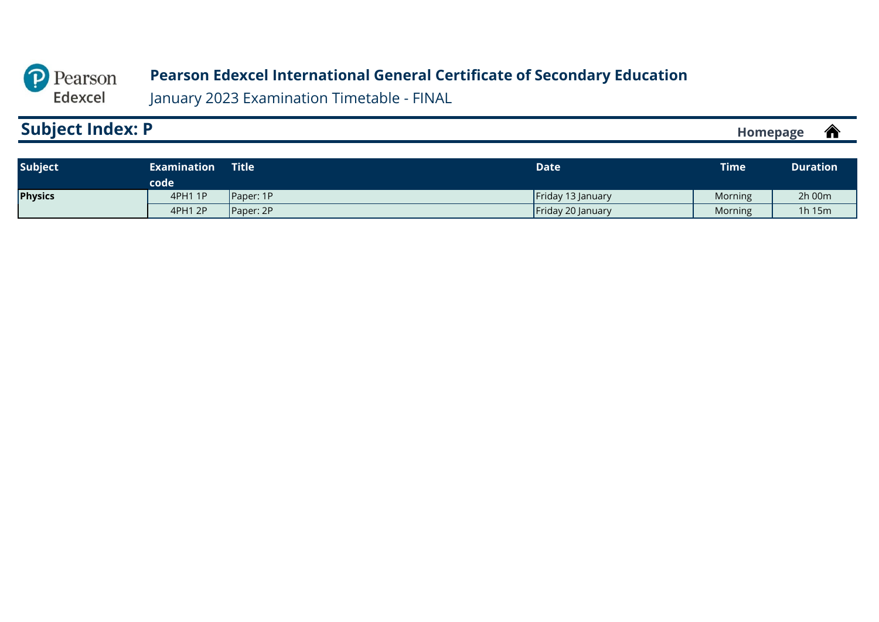Pearson Edexcel

# Pearson Edexcel International General Certificate of Secondary Education

January 2023 Examination Timetable - FINAL

## Subject Index: P

Homepage

| Subject | Examination code | Title | Date | Time | Duration |
|---|---|---|---|---|---|
| **Physics** | 4PH1 1P | Paper: 1P | Friday 13 January | Morning | 2h 00m |
| | 4PH1 2P | Paper: 2P | Friday 20 January | Morning | 1h 15m |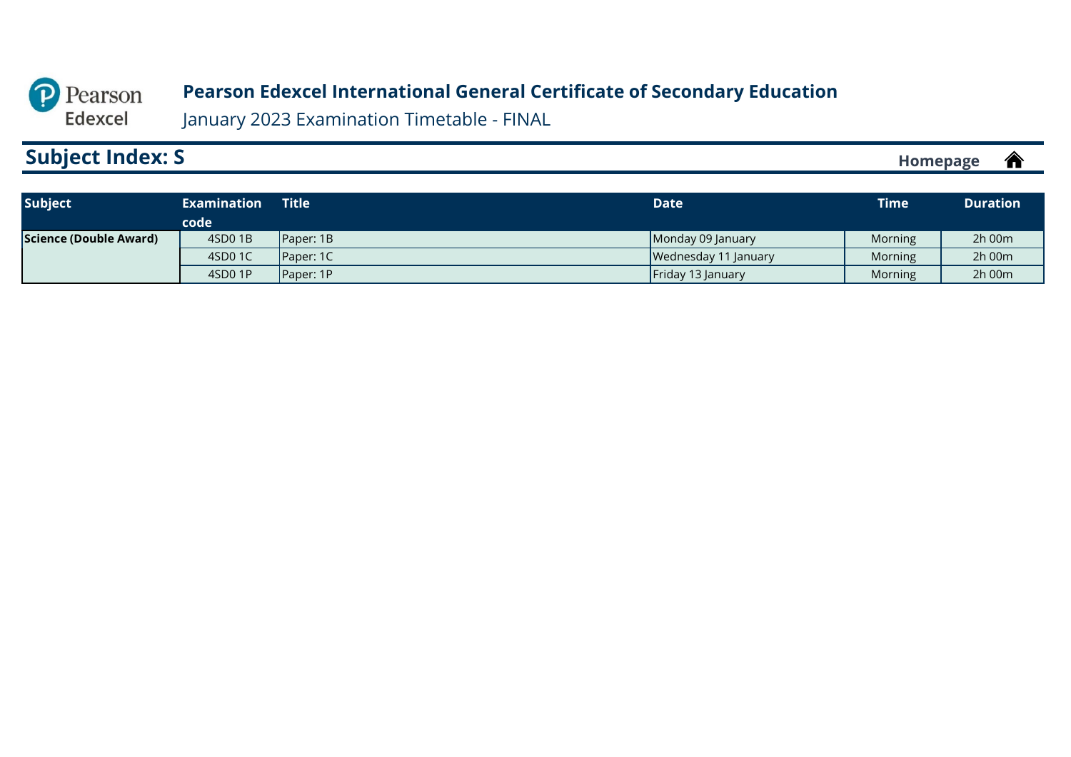Pearson Edexcel

**Pearson Edexcel International General Certificate of Secondary Education**

January 2023 Examination Timetable - FINAL

## Subject Index: S

Homepage

| Subject | Examination code | Title | Date | Time | Duration |
|---|---|---|---|---|---|
| **Science (Double Award)** | 4SD0 1B | Paper: 1B | Monday 09 January | Morning | 2h 00m |
| | 4SD0 1C | Paper: 1C | Wednesday 11 January | Morning | 2h 00m |
| | 4SD0 1P | Paper: 1P | Friday 13 January | Morning | 2h 00m |